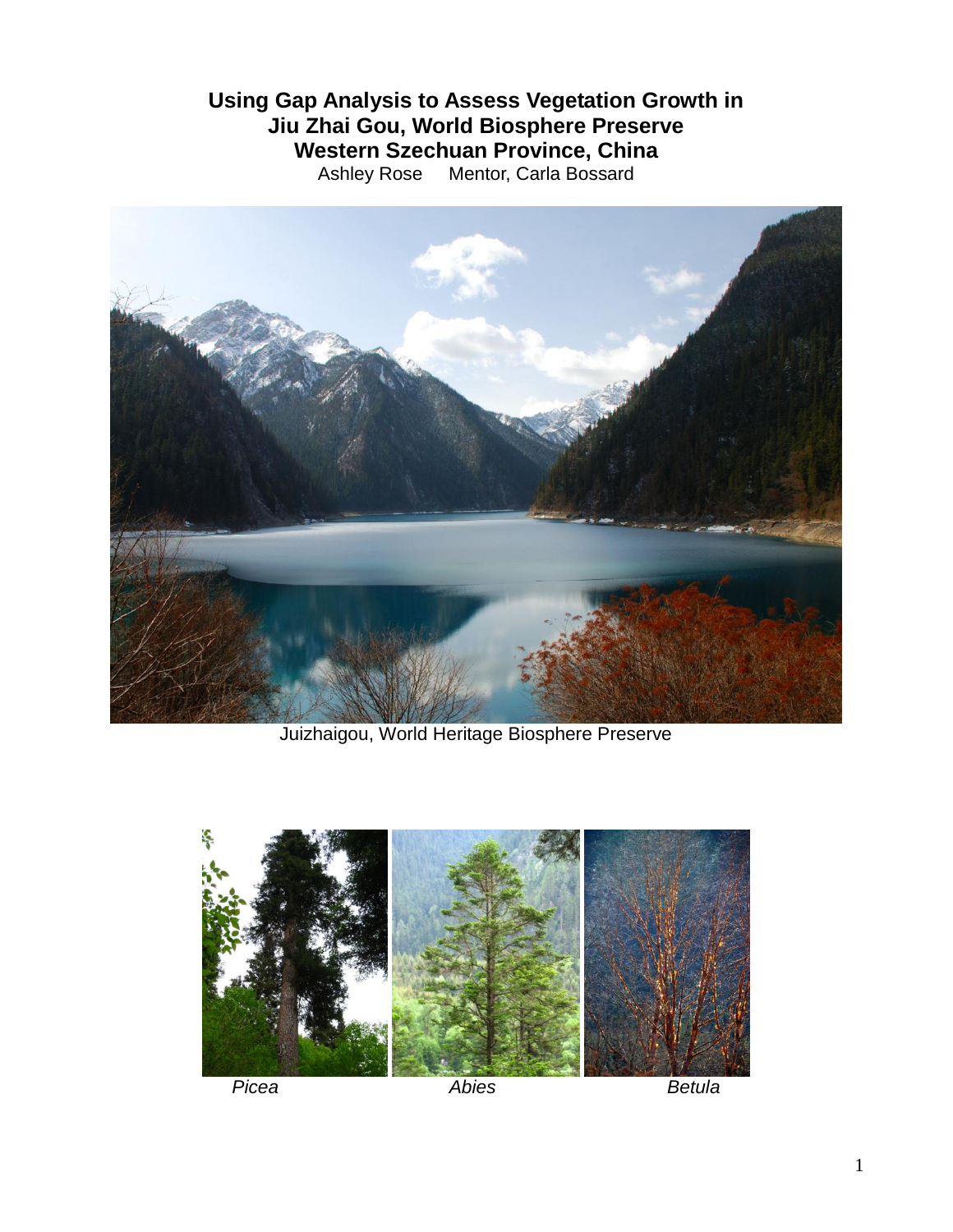# Using Gap Analysis to Assess Vegetation Growth in Jiu Zhai Gou, World Biosphere Preserve Western Szechuan Province, China

Ashley Rose     Mentor, Carla Bossard

Juizhaigou, World Heritage Biosphere Preserve

*Picea*     *Abies*     *Betula*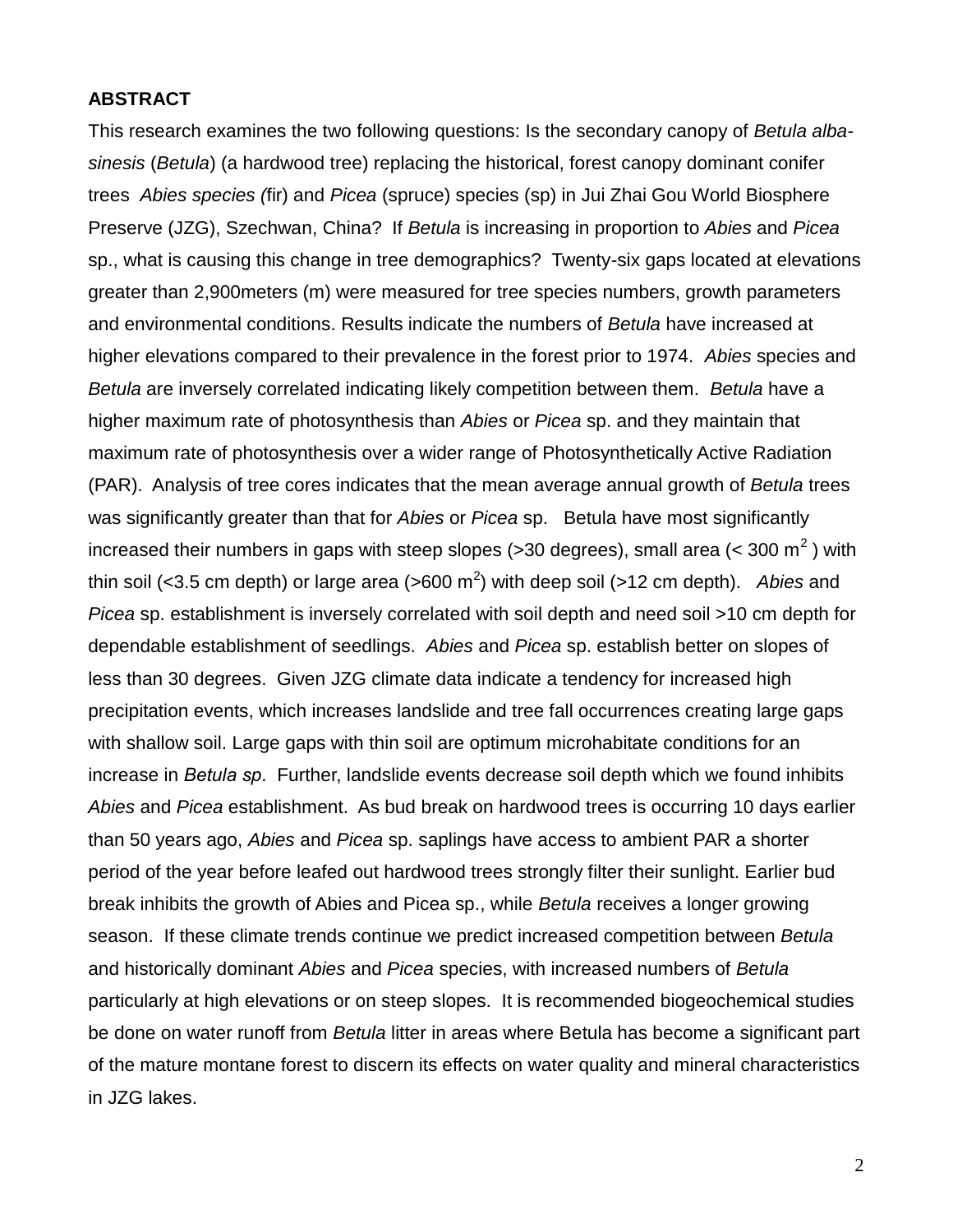**ABSTRACT**

This research examines the two following questions: Is the secondary canopy of *Betula alba-sinesis* (*Betula*) (a hardwood tree) replacing the historical, forest canopy dominant conifer trees *Abies species (*fir) and *Picea* (spruce) species (sp) in Jui Zhai Gou World Biosphere Preserve (JZG), Szechwan, China? If *Betula* is increasing in proportion to *Abies* and *Picea* sp., what is causing this change in tree demographics? Twenty-six gaps located at elevations greater than 2,900meters (m) were measured for tree species numbers, growth parameters and environmental conditions. Results indicate the numbers of *Betula* have increased at higher elevations compared to their prevalence in the forest prior to 1974. *Abies* species and *Betula* are inversely correlated indicating likely competition between them. *Betula* have a higher maximum rate of photosynthesis than *Abies* or *Picea* sp. and they maintain that maximum rate of photosynthesis over a wider range of Photosynthetically Active Radiation (PAR). Analysis of tree cores indicates that the mean average annual growth of *Betula* trees was significantly greater than that for *Abies* or *Picea* sp. Betula have most significantly increased their numbers in gaps with steep slopes (>30 degrees), small area (< 300 $m^2$ ) with thin soil (<3.5 cm depth) or large area (>600 $m^2$) with deep soil (>12 cm depth). *Abies* and *Picea* sp. establishment is inversely correlated with soil depth and need soil >10 cm depth for dependable establishment of seedlings. *Abies* and *Picea* sp. establish better on slopes of less than 30 degrees. Given JZG climate data indicate a tendency for increased high precipitation events, which increases landslide and tree fall occurrences creating large gaps with shallow soil. Large gaps with thin soil are optimum microhabitate conditions for an increase in *Betula sp*. Further, landslide events decrease soil depth which we found inhibits *Abies* and *Picea* establishment. As bud break on hardwood trees is occurring 10 days earlier than 50 years ago, *Abies* and *Picea* sp. saplings have access to ambient PAR a shorter period of the year before leafed out hardwood trees strongly filter their sunlight. Earlier bud break inhibits the growth of Abies and Picea sp., while *Betula* receives a longer growing season. If these climate trends continue we predict increased competition between *Betula* and historically dominant *Abies* and *Picea* species, with increased numbers of *Betula* particularly at high elevations or on steep slopes. It is recommended biogeochemical studies be done on water runoff from *Betula* litter in areas where Betula has become a significant part of the mature montane forest to discern its effects on water quality and mineral characteristics in JZG lakes.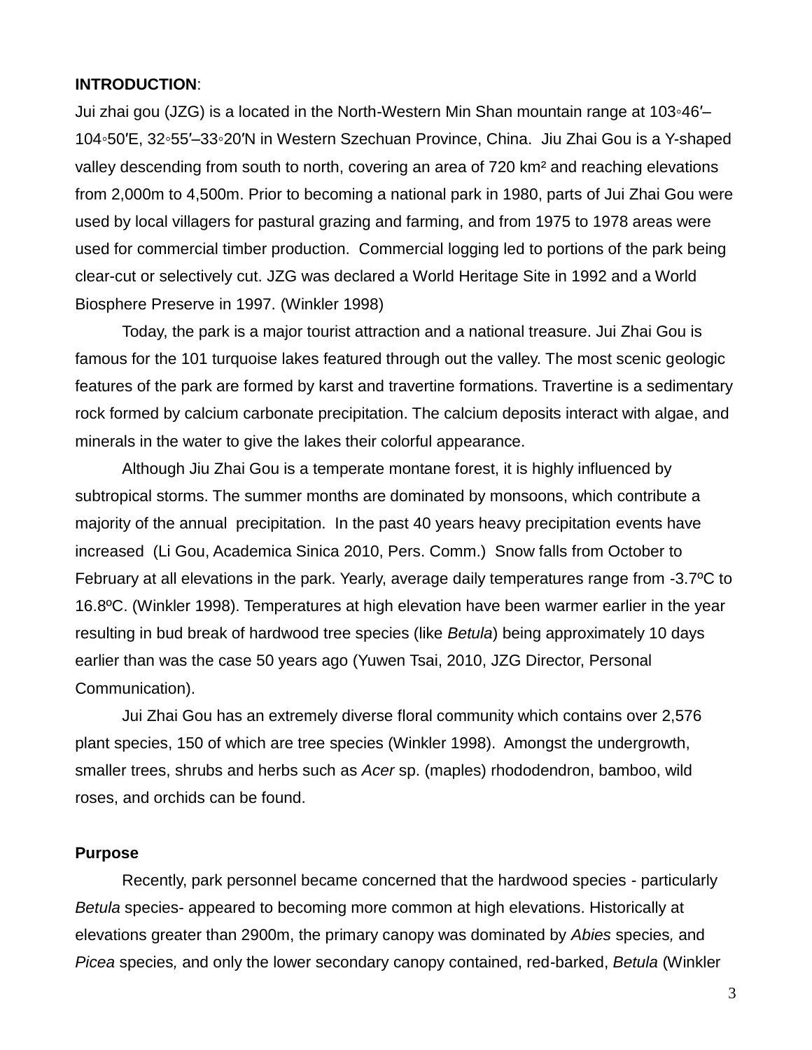**INTRODUCTION**:

Jui zhai gou (JZG) is a located in the North-Western Min Shan mountain range at 103◦46′–104◦50′E, 32◦55′–33◦20′N in Western Szechuan Province, China. Jiu Zhai Gou is a Y-shaped valley descending from south to north, covering an area of 720 km² and reaching elevations from 2,000m to 4,500m. Prior to becoming a national park in 1980, parts of Jui Zhai Gou were used by local villagers for pastural grazing and farming, and from 1975 to 1978 areas were used for commercial timber production. Commercial logging led to portions of the park being clear-cut or selectively cut. JZG was declared a World Heritage Site in 1992 and a World Biosphere Preserve in 1997. (Winkler 1998)

Today, the park is a major tourist attraction and a national treasure. Jui Zhai Gou is famous for the 101 turquoise lakes featured through out the valley. The most scenic geologic features of the park are formed by karst and travertine formations. Travertine is a sedimentary rock formed by calcium carbonate precipitation. The calcium deposits interact with algae, and minerals in the water to give the lakes their colorful appearance.

Although Jiu Zhai Gou is a temperate montane forest, it is highly influenced by subtropical storms. The summer months are dominated by monsoons, which contribute a majority of the annual precipitation. In the past 40 years heavy precipitation events have increased (Li Gou, Academica Sinica 2010, Pers. Comm.) Snow falls from October to February at all elevations in the park. Yearly, average daily temperatures range from -3.7ºC to 16.8ºC. (Winkler 1998). Temperatures at high elevation have been warmer earlier in the year resulting in bud break of hardwood tree species (like *Betula*) being approximately 10 days earlier than was the case 50 years ago (Yuwen Tsai, 2010, JZG Director, Personal Communication).

Jui Zhai Gou has an extremely diverse floral community which contains over 2,576 plant species, 150 of which are tree species (Winkler 1998). Amongst the undergrowth, smaller trees, shrubs and herbs such as *Acer* sp. (maples) rhododendron, bamboo, wild roses, and orchids can be found.

**Purpose**

Recently, park personnel became concerned that the hardwood species - particularly *Betula* species- appeared to becoming more common at high elevations. Historically at elevations greater than 2900m, the primary canopy was dominated by *Abies* species*,* and *Picea* species*,* and only the lower secondary canopy contained, red-barked, *Betula* (Winkler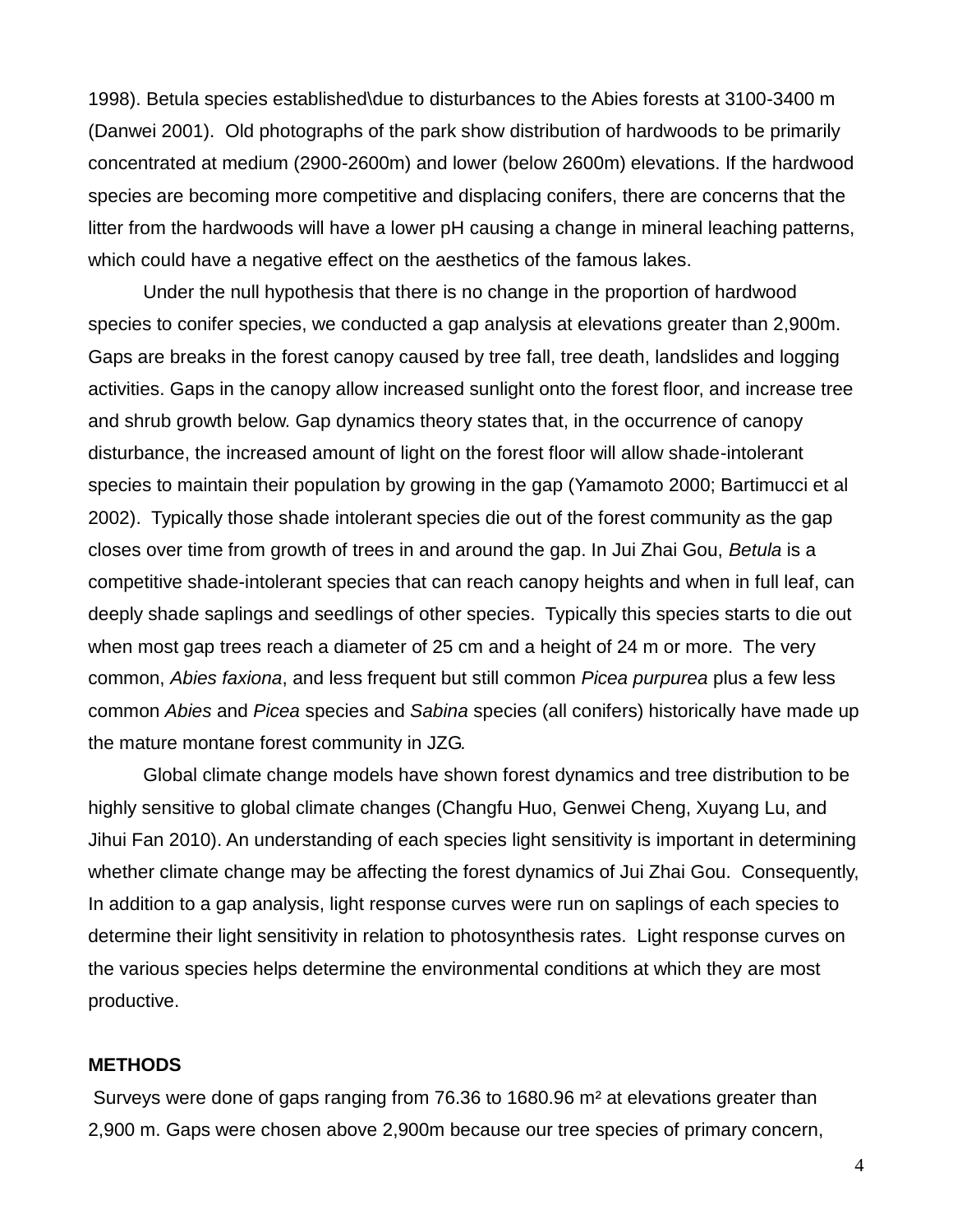1998). Betula species established\due to disturbances to the Abies forests at 3100-3400 m (Danwei 2001). Old photographs of the park show distribution of hardwoods to be primarily concentrated at medium (2900-2600m) and lower (below 2600m) elevations. If the hardwood species are becoming more competitive and displacing conifers, there are concerns that the litter from the hardwoods will have a lower pH causing a change in mineral leaching patterns, which could have a negative effect on the aesthetics of the famous lakes.

Under the null hypothesis that there is no change in the proportion of hardwood species to conifer species, we conducted a gap analysis at elevations greater than 2,900m. Gaps are breaks in the forest canopy caused by tree fall, tree death, landslides and logging activities. Gaps in the canopy allow increased sunlight onto the forest floor, and increase tree and shrub growth below. Gap dynamics theory states that, in the occurrence of canopy disturbance, the increased amount of light on the forest floor will allow shade-intolerant species to maintain their population by growing in the gap (Yamamoto 2000; Bartimucci et al 2002). Typically those shade intolerant species die out of the forest community as the gap closes over time from growth of trees in and around the gap. In Jui Zhai Gou, *Betula* is a competitive shade-intolerant species that can reach canopy heights and when in full leaf, can deeply shade saplings and seedlings of other species. Typically this species starts to die out when most gap trees reach a diameter of 25 cm and a height of 24 m or more. The very common, *Abies faxiona*, and less frequent but still common *Picea purpurea* plus a few less common *Abies* and *Picea* species and *Sabina* species (all conifers) historically have made up the mature montane forest community in JZG.

Global climate change models have shown forest dynamics and tree distribution to be highly sensitive to global climate changes (Changfu Huo, Genwei Cheng, Xuyang Lu, and Jihui Fan 2010). An understanding of each species light sensitivity is important in determining whether climate change may be affecting the forest dynamics of Jui Zhai Gou. Consequently, In addition to a gap analysis, light response curves were run on saplings of each species to determine their light sensitivity in relation to photosynthesis rates. Light response curves on the various species helps determine the environmental conditions at which they are most productive.

**METHODS**

Surveys were done of gaps ranging from 76.36 to 1680.96 m² at elevations greater than 2,900 m. Gaps were chosen above 2,900m because our tree species of primary concern,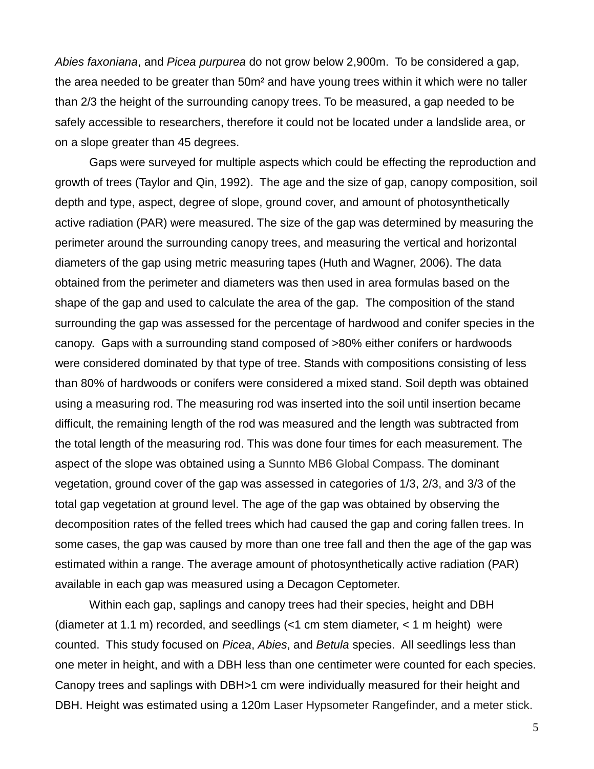*Abies faxoniana*, and *Picea purpurea* do not grow below 2,900m. To be considered a gap, the area needed to be greater than 50m² and have young trees within it which were no taller than 2/3 the height of the surrounding canopy trees. To be measured, a gap needed to be safely accessible to researchers, therefore it could not be located under a landslide area, or on a slope greater than 45 degrees.

Gaps were surveyed for multiple aspects which could be effecting the reproduction and growth of trees (Taylor and Qin, 1992). The age and the size of gap, canopy composition, soil depth and type, aspect, degree of slope, ground cover, and amount of photosynthetically active radiation (PAR) were measured. The size of the gap was determined by measuring the perimeter around the surrounding canopy trees, and measuring the vertical and horizontal diameters of the gap using metric measuring tapes (Huth and Wagner, 2006). The data obtained from the perimeter and diameters was then used in area formulas based on the shape of the gap and used to calculate the area of the gap. The composition of the stand surrounding the gap was assessed for the percentage of hardwood and conifer species in the canopy. Gaps with a surrounding stand composed of >80% either conifers or hardwoods were considered dominated by that type of tree. Stands with compositions consisting of less than 80% of hardwoods or conifers were considered a mixed stand. Soil depth was obtained using a measuring rod. The measuring rod was inserted into the soil until insertion became difficult, the remaining length of the rod was measured and the length was subtracted from the total length of the measuring rod. This was done four times for each measurement. The aspect of the slope was obtained using a Sunnto MB6 Global Compass. The dominant vegetation, ground cover of the gap was assessed in categories of 1/3, 2/3, and 3/3 of the total gap vegetation at ground level. The age of the gap was obtained by observing the decomposition rates of the felled trees which had caused the gap and coring fallen trees. In some cases, the gap was caused by more than one tree fall and then the age of the gap was estimated within a range. The average amount of photosynthetically active radiation (PAR) available in each gap was measured using a Decagon Ceptometer.

Within each gap, saplings and canopy trees had their species, height and DBH (diameter at 1.1 m) recorded, and seedlings (<1 cm stem diameter, < 1 m height) were counted. This study focused on *Picea*, *Abies*, and *Betula* species. All seedlings less than one meter in height, and with a DBH less than one centimeter were counted for each species. Canopy trees and saplings with DBH>1 cm were individually measured for their height and DBH. Height was estimated using a 120m Laser Hypsometer Rangefinder, and a meter stick.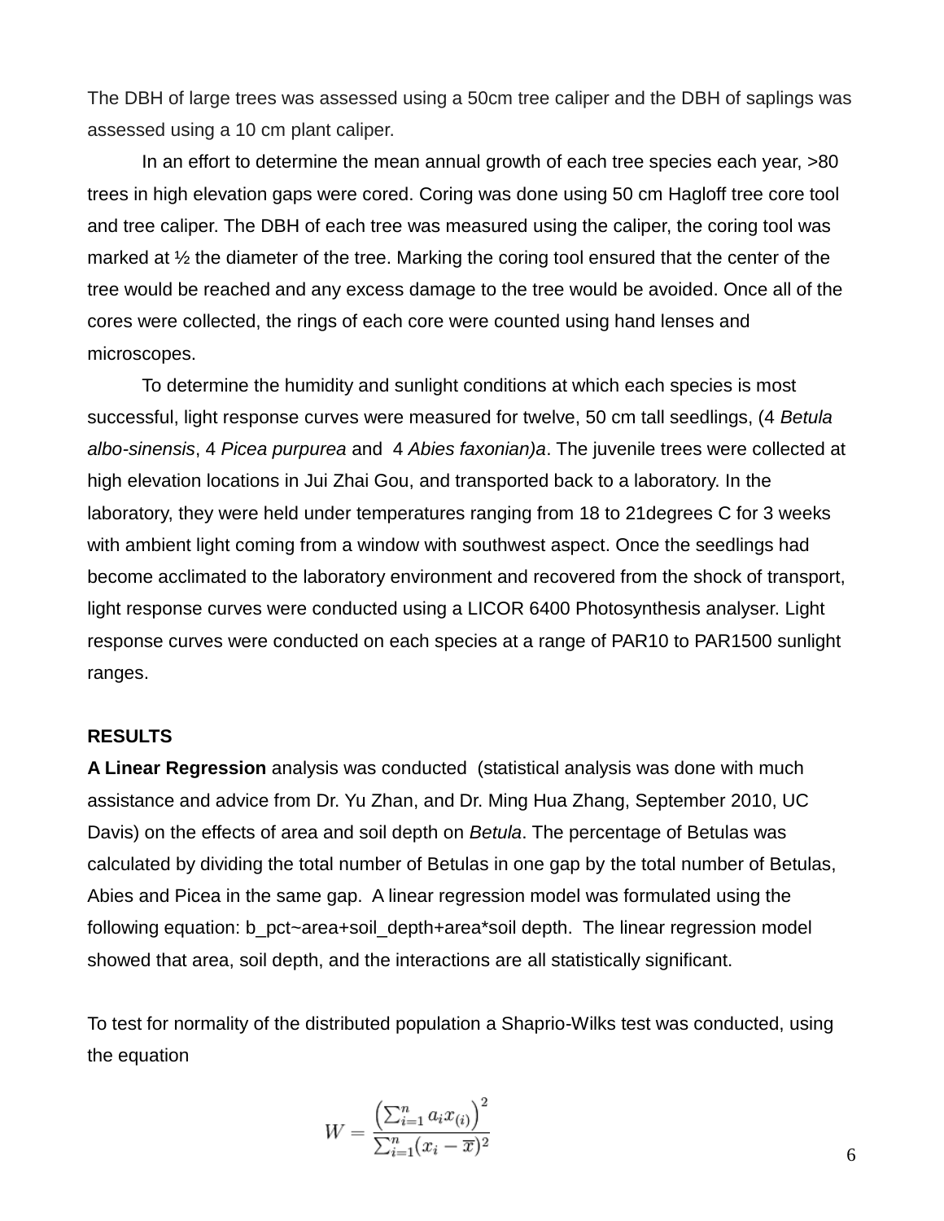The DBH of large trees was assessed using a 50cm tree caliper and the DBH of saplings was assessed using a 10 cm plant caliper.

In an effort to determine the mean annual growth of each tree species each year, >80 trees in high elevation gaps were cored. Coring was done using 50 cm Hagloff tree core tool and tree caliper. The DBH of each tree was measured using the caliper, the coring tool was marked at ½ the diameter of the tree. Marking the coring tool ensured that the center of the tree would be reached and any excess damage to the tree would be avoided. Once all of the cores were collected, the rings of each core were counted using hand lenses and microscopes.

To determine the humidity and sunlight conditions at which each species is most successful, light response curves were measured for twelve, 50 cm tall seedlings, (4 *Betula albo-sinensis*, 4 *Picea purpurea* and 4 *Abies faxonian)a*. The juvenile trees were collected at high elevation locations in Jui Zhai Gou, and transported back to a laboratory. In the laboratory, they were held under temperatures ranging from 18 to 21degrees C for 3 weeks with ambient light coming from a window with southwest aspect. Once the seedlings had become acclimated to the laboratory environment and recovered from the shock of transport, light response curves were conducted using a LICOR 6400 Photosynthesis analyser. Light response curves were conducted on each species at a range of PAR10 to PAR1500 sunlight ranges.

**RESULTS**

**A Linear Regression** analysis was conducted (statistical analysis was done with much assistance and advice from Dr. Yu Zhan, and Dr. Ming Hua Zhang, September 2010, UC Davis) on the effects of area and soil depth on *Betula*. The percentage of Betulas was calculated by dividing the total number of Betulas in one gap by the total number of Betulas, Abies and Picea in the same gap. A linear regression model was formulated using the following equation: b_pct~area+soil_depth+area*soil depth. The linear regression model showed that area, soil depth, and the interactions are all statistically significant.

To test for normality of the distributed population a Shaprio-Wilks test was conducted, using the equation

$$W = \frac{\left(\sum_{i=1}^{n} a_i x_{(i)}\right)^2}{\sum_{i=1}^{n}(x_i - \overline{x})^2}$$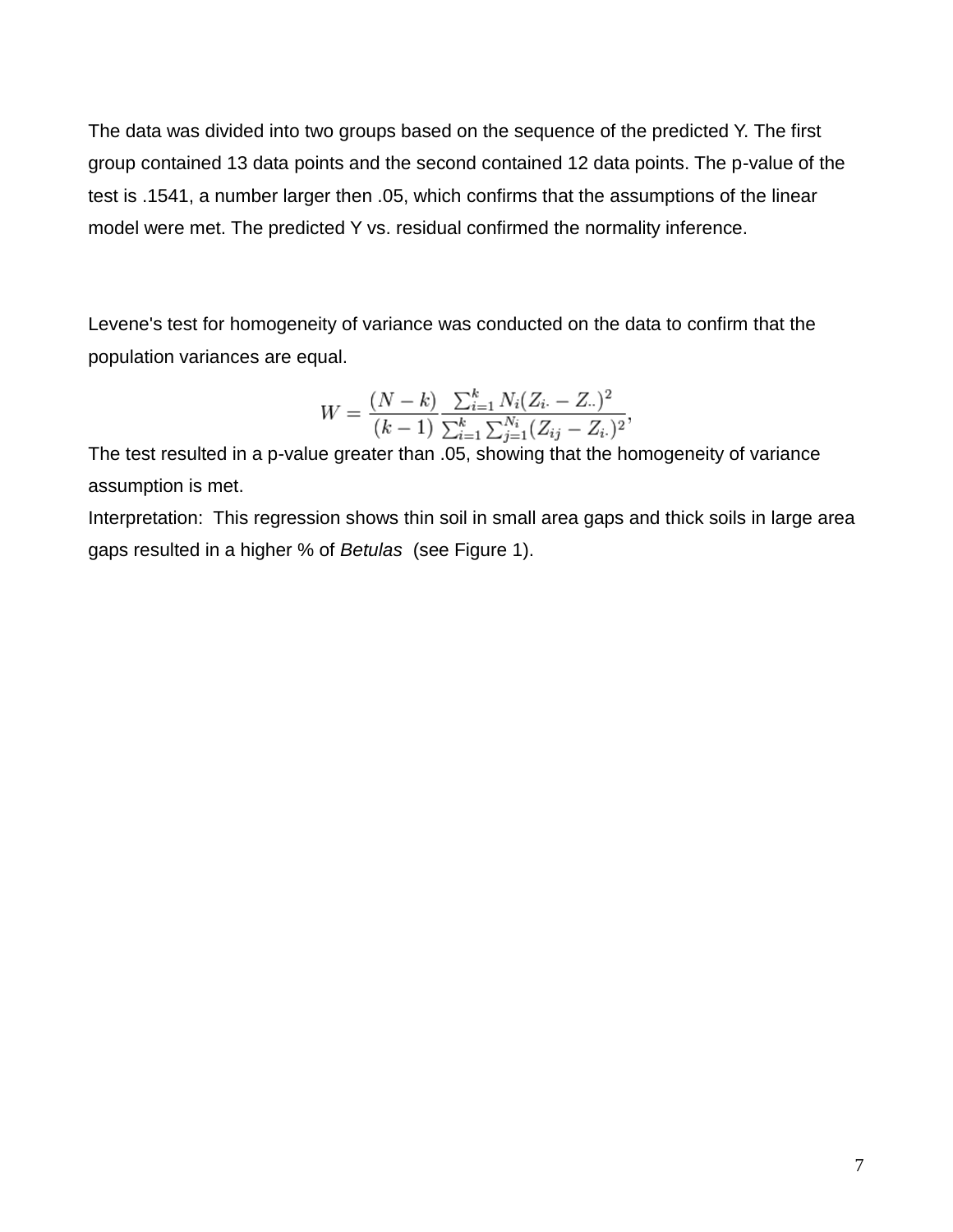The data was divided into two groups based on the sequence of the predicted Y. The first group contained 13 data points and the second contained 12 data points. The p-value of the test is .1541, a number larger then .05, which confirms that the assumptions of the linear model were met. The predicted Y vs. residual confirmed the normality inference.

Levene's test for homogeneity of variance was conducted on the data to confirm that the population variances are equal.

$$W = \frac{(N-k)}{(k-1)} \frac{\sum_{i=1}^{k} N_i (Z_{i\cdot} - Z_{\cdot\cdot})^2}{\sum_{i=1}^{k} \sum_{j=1}^{N_i} (Z_{ij} - Z_{i\cdot})^2},$$

The test resulted in a p-value greater than .05, showing that the homogeneity of variance assumption is met.

Interpretation: This regression shows thin soil in small area gaps and thick soils in large area gaps resulted in a higher % of *Betulas* (see Figure 1).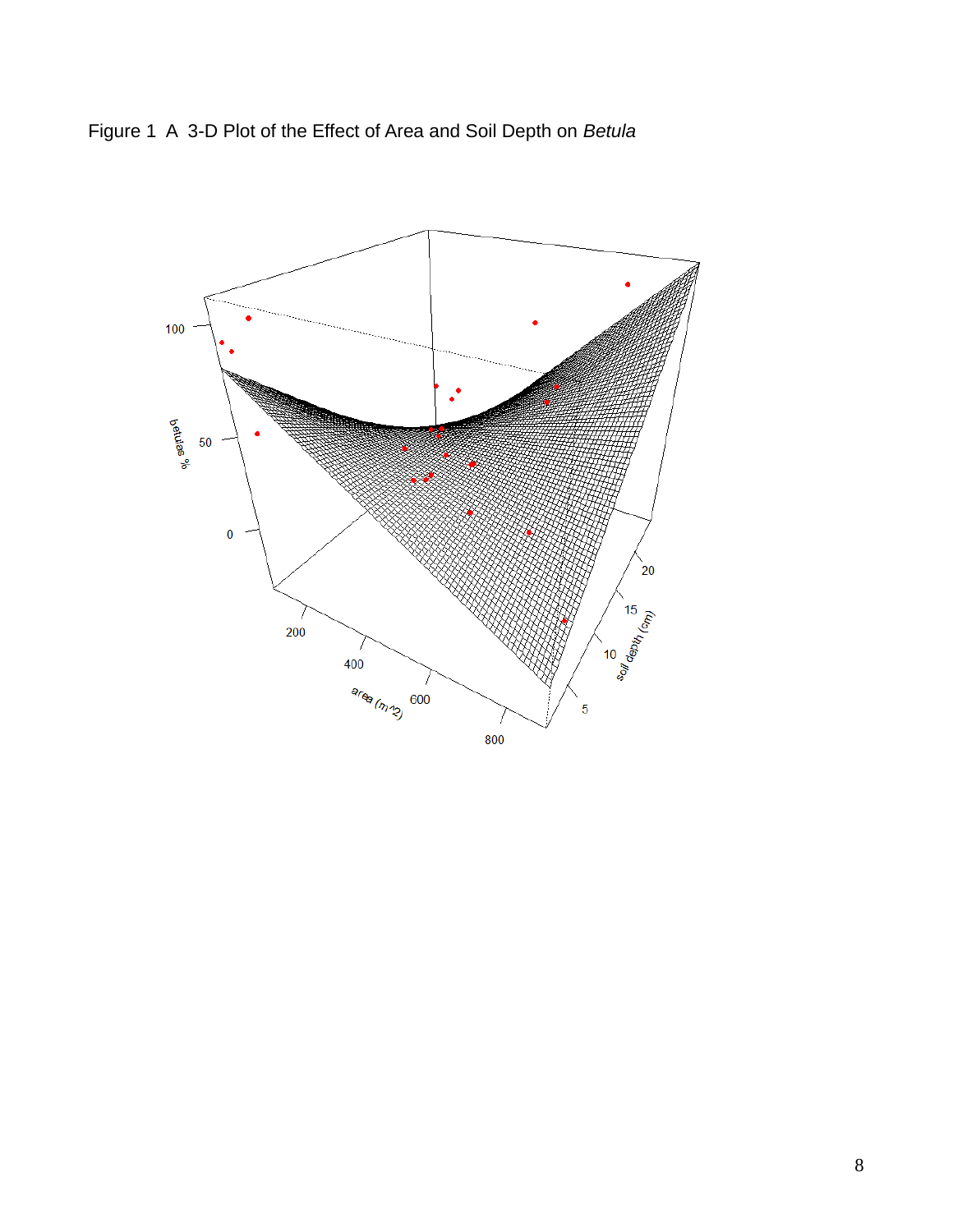Figure 1 A 3-D Plot of the Effect of Area and Soil Depth on *Betula*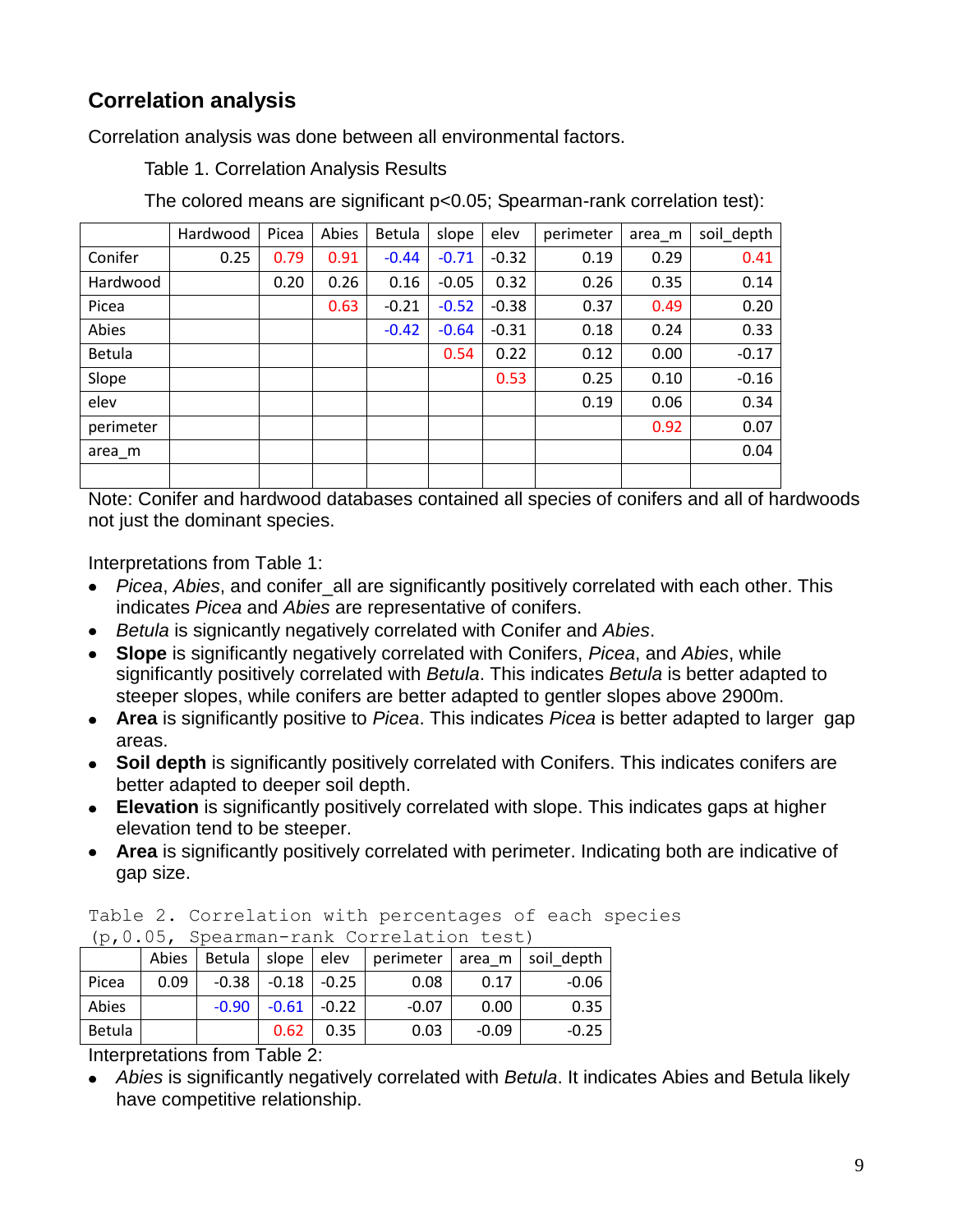## Correlation analysis

Correlation analysis was done between all environmental factors.

Table 1. Correlation Analysis Results

The colored means are significant p<0.05; Spearman-rank correlation test):

| | Hardwood | Picea | Abies | Betula | slope | elev | perimeter | area_m | soil_depth |
|---|---|---|---|---|---|---|---|---|---|
| Conifer | 0.25 | 0.79 | 0.91 | -0.44 | -0.71 | -0.32 | 0.19 | 0.29 | 0.41 |
| Hardwood | | 0.20 | 0.26 | 0.16 | -0.05 | 0.32 | 0.26 | 0.35 | 0.14 |
| Picea | | | 0.63 | -0.21 | -0.52 | -0.38 | 0.37 | 0.49 | 0.20 |
| Abies | | | | -0.42 | -0.64 | -0.31 | 0.18 | 0.24 | 0.33 |
| Betula | | | | | 0.54 | 0.22 | 0.12 | 0.00 | -0.17 |
| Slope | | | | | | 0.53 | 0.25 | 0.10 | -0.16 |
| elev | | | | | | | 0.19 | 0.06 | 0.34 |
| perimeter | | | | | | | | 0.92 | 0.07 |
| area_m | | | | | | | | | 0.04 |
| | | | | | | | | | |

Note: Conifer and hardwood databases contained all species of conifers and all of hardwoods not just the dominant species.

Interpretations from Table 1:

- *Picea*, *Abies*, and conifer_all are significantly positively correlated with each other. This indicates *Picea* and *Abies* are representative of conifers.
- *Betula* is signicantly negatively correlated with Conifer and *Abies*.
- **Slope** is significantly negatively correlated with Conifers, *Picea*, and *Abies*, while significantly positively correlated with *Betula*. This indicates *Betula* is better adapted to steeper slopes, while conifers are better adapted to gentler slopes above 2900m.
- **Area** is significantly positive to *Picea*. This indicates *Picea* is better adapted to larger gap areas.
- **Soil depth** is significantly positively correlated with Conifers. This indicates conifers are better adapted to deeper soil depth.
- **Elevation** is significantly positively correlated with slope. This indicates gaps at higher elevation tend to be steeper.
- **Area** is significantly positively correlated with perimeter. Indicating both are indicative of gap size.

Table 2. Correlation with percentages of each species (p,0.05, Spearman-rank Correlation test)

| | Abies | Betula | slope | elev | perimeter | area_m | soil_depth |
|---|---|---|---|---|---|---|---|
| Picea | 0.09 | -0.38 | -0.18 | -0.25 | 0.08 | 0.17 | -0.06 |
| Abies | | -0.90 | -0.61 | -0.22 | -0.07 | 0.00 | 0.35 |
| Betula | | | 0.62 | 0.35 | 0.03 | -0.09 | -0.25 |

Interpretations from Table 2:

- *Abies* is significantly negatively correlated with *Betula*. It indicates Abies and Betula likely have competitive relationship.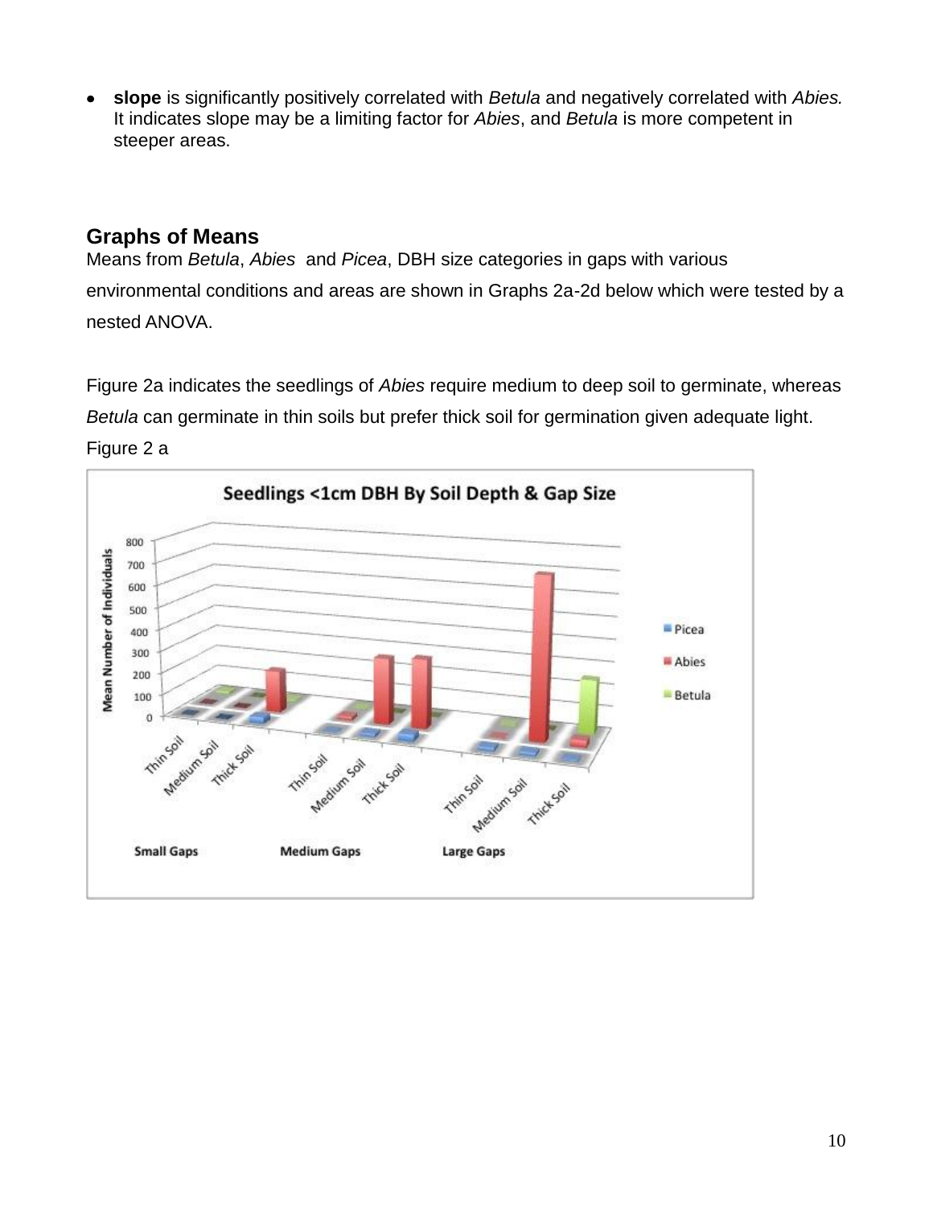- **slope** is significantly positively correlated with *Betula* and negatively correlated with *Abies.* It indicates slope may be a limiting factor for *Abies*, and *Betula* is more competent in steeper areas.

## Graphs of Means

Means from *Betula*, *Abies* and *Picea*, DBH size categories in gaps with various environmental conditions and areas are shown in Graphs 2a-2d below which were tested by a nested ANOVA.

Figure 2a indicates the seedlings of *Abies* require medium to deep soil to germinate, whereas *Betula* can germinate in thin soils but prefer thick soil for germination given adequate light.

Figure 2 a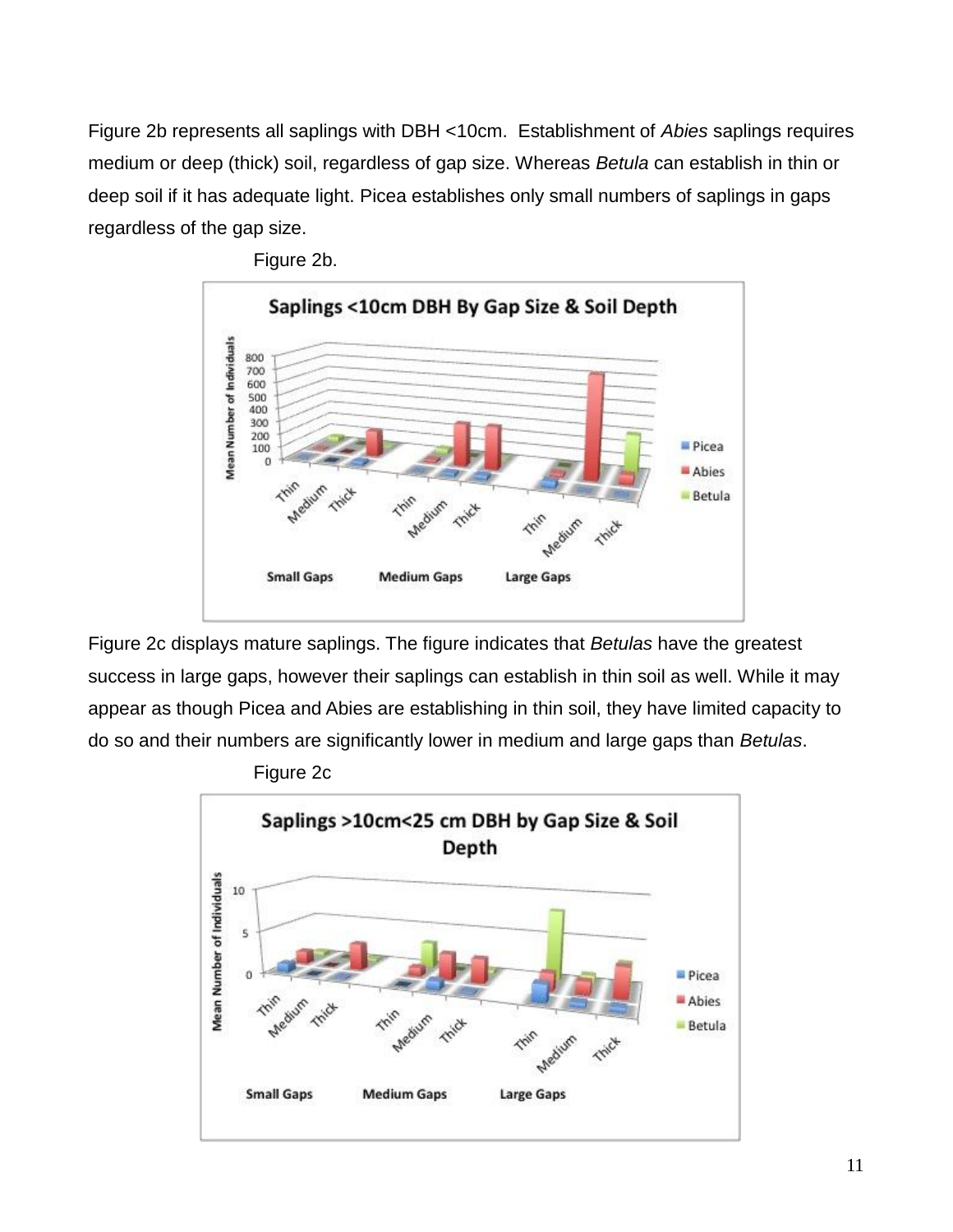Figure 2b represents all saplings with DBH <10cm.  Establishment of *Abies* saplings requires medium or deep (thick) soil, regardless of gap size. Whereas *Betula* can establish in thin or deep soil if it has adequate light. Picea establishes only small numbers of saplings in gaps regardless of the gap size.

Figure 2b.

Figure 2c displays mature saplings. The figure indicates that *Betulas* have the greatest success in large gaps, however their saplings can establish in thin soil as well. While it may appear as though Picea and Abies are establishing in thin soil, they have limited capacity to do so and their numbers are significantly lower in medium and large gaps than *Betulas*.

Figure 2c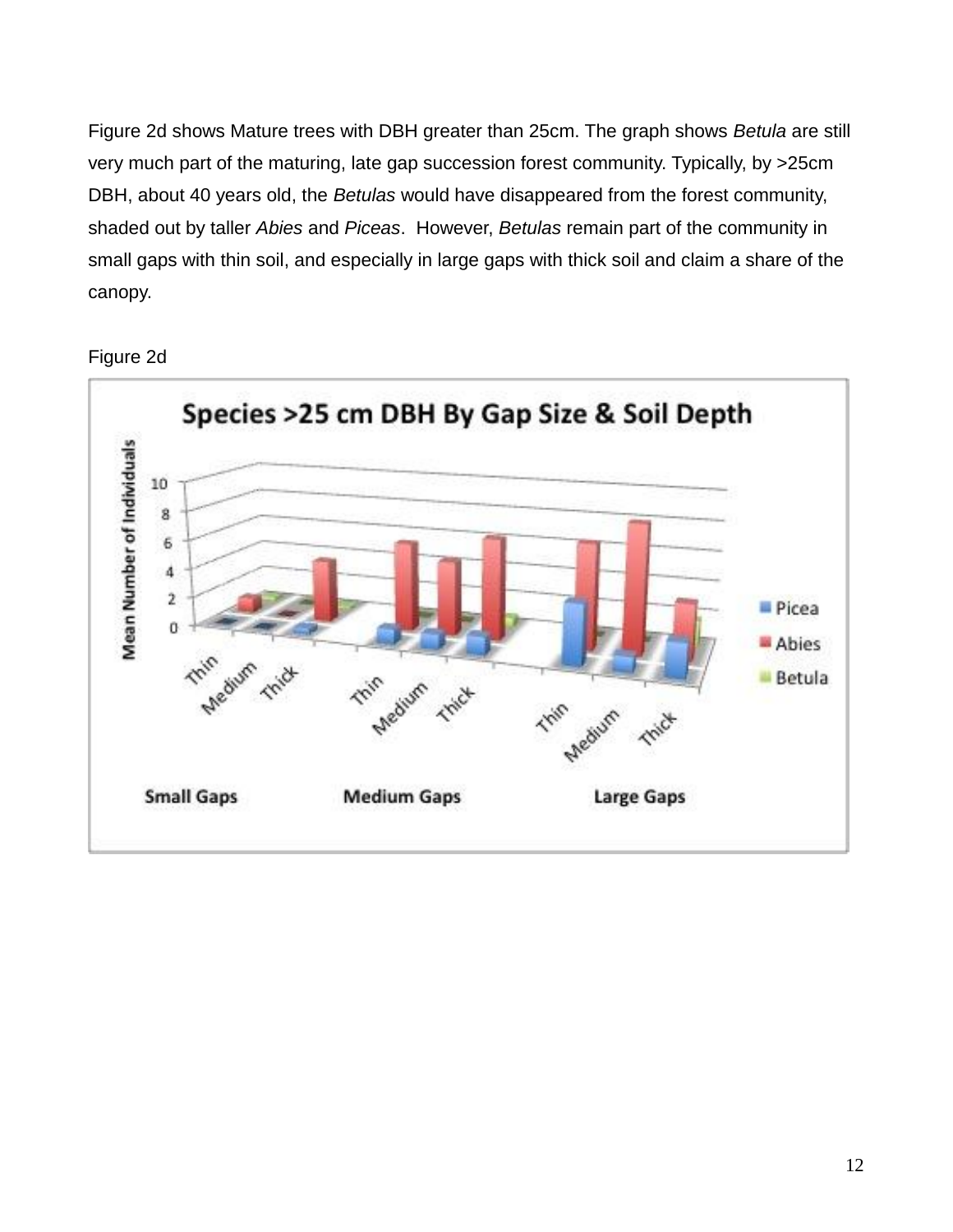Figure 2d shows Mature trees with DBH greater than 25cm. The graph shows *Betula* are still very much part of the maturing, late gap succession forest community. Typically, by >25cm DBH, about 40 years old, the *Betulas* would have disappeared from the forest community, shaded out by taller *Abies* and *Piceas*. However, *Betulas* remain part of the community in small gaps with thin soil, and especially in large gaps with thick soil and claim a share of the canopy.

Figure 2d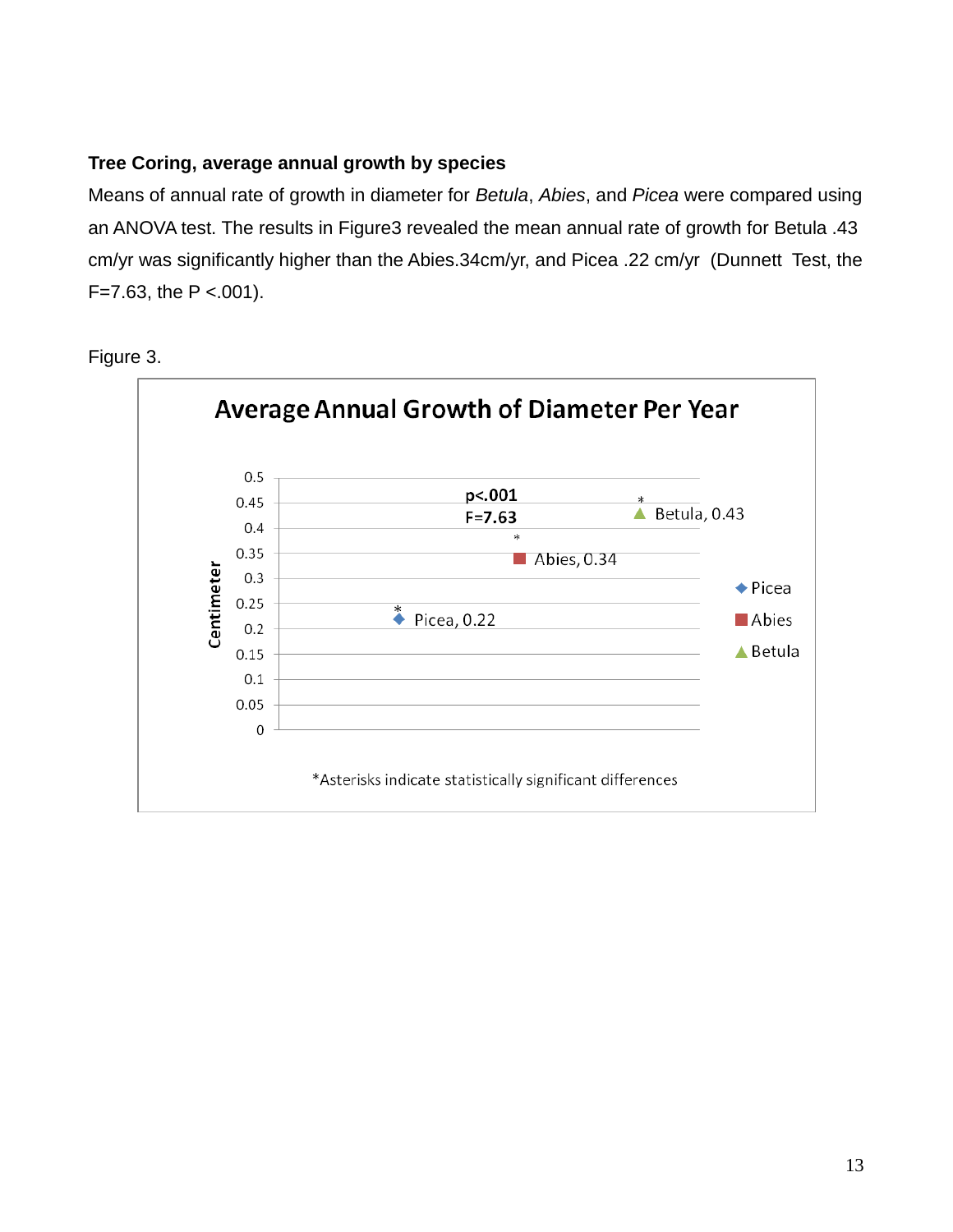**Tree Coring, average annual growth by species**

Means of annual rate of growth in diameter for *Betula*, *Abies*, and *Picea* were compared using an ANOVA test. The results in Figure3 revealed the mean annual rate of growth for Betula .43 cm/yr was significantly higher than the Abies.34cm/yr, and Picea .22 cm/yr (Dunnett Test, the F=7.63, the P <.001).

Figure 3.

**Average Annual Growth of Diameter Per Year**

| Species | Centimeter |
|---|---|
| Picea* | 0.22 |
| Abies* | 0.34 |
| Betula* | 0.43 |

$p<.001$
$F=7.63$

*Asterisks indicate statistically significant differences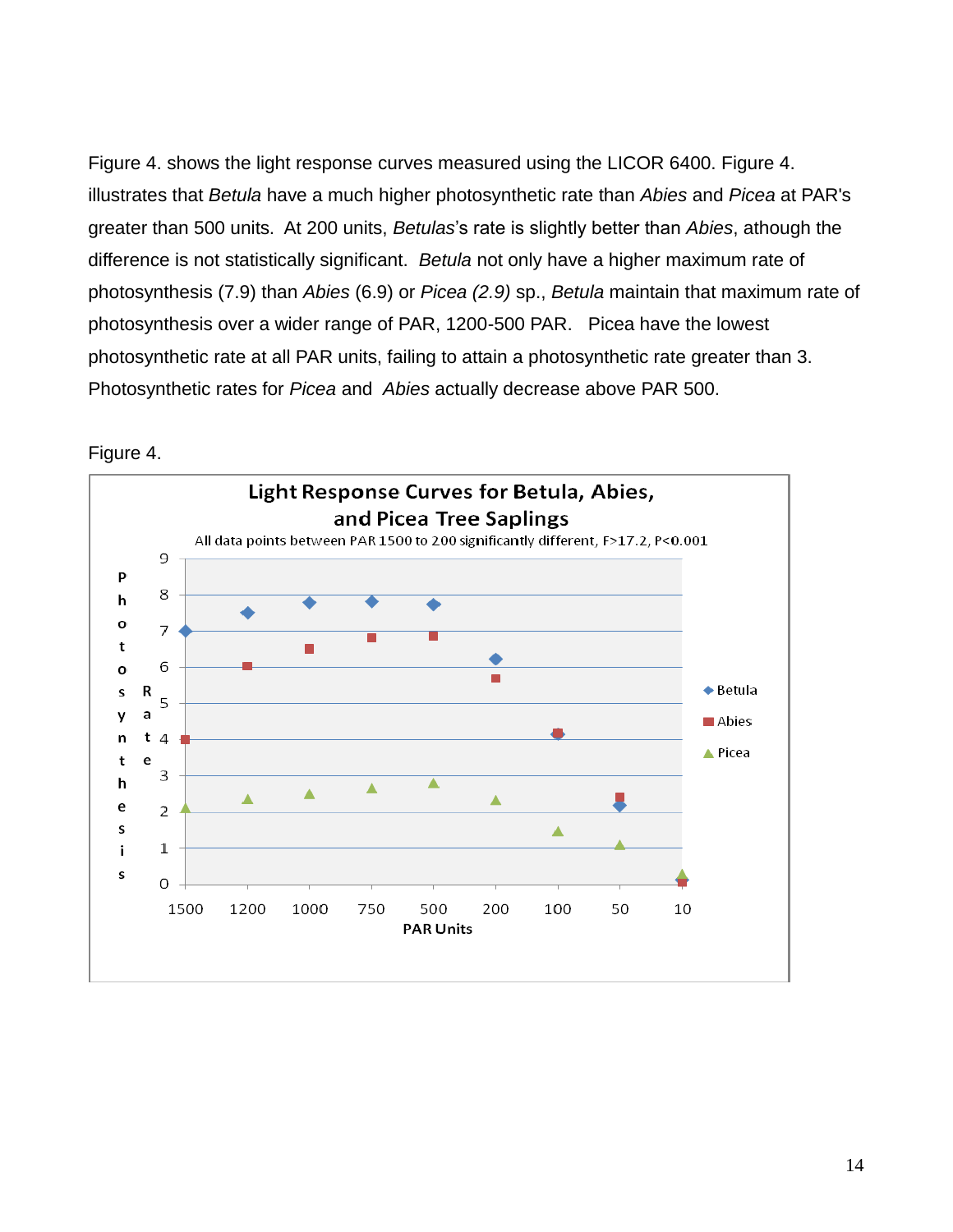Figure 4. shows the light response curves measured using the LICOR 6400. Figure 4. illustrates that *Betula* have a much higher photosynthetic rate than *Abies* and *Picea* at PAR's greater than 500 units. At 200 units, *Betulas*'s rate is slightly better than *Abies*, athough the difference is not statistically significant. *Betula* not only have a higher maximum rate of photosynthesis (7.9) than *Abies* (6.9) or *Picea (2.9)* sp., *Betula* maintain that maximum rate of photosynthesis over a wider range of PAR, 1200-500 PAR. Picea have the lowest photosynthetic rate at all PAR units, failing to attain a photosynthetic rate greater than 3. Photosynthetic rates for *Picea* and *Abies* actually decrease above PAR 500.

Figure 4.

**Light Response Curves for Betula, Abies, and Picea Tree Saplings**

All data points between PAR 1500 to 200 significantly different, $F>17.2$, $P<0.001$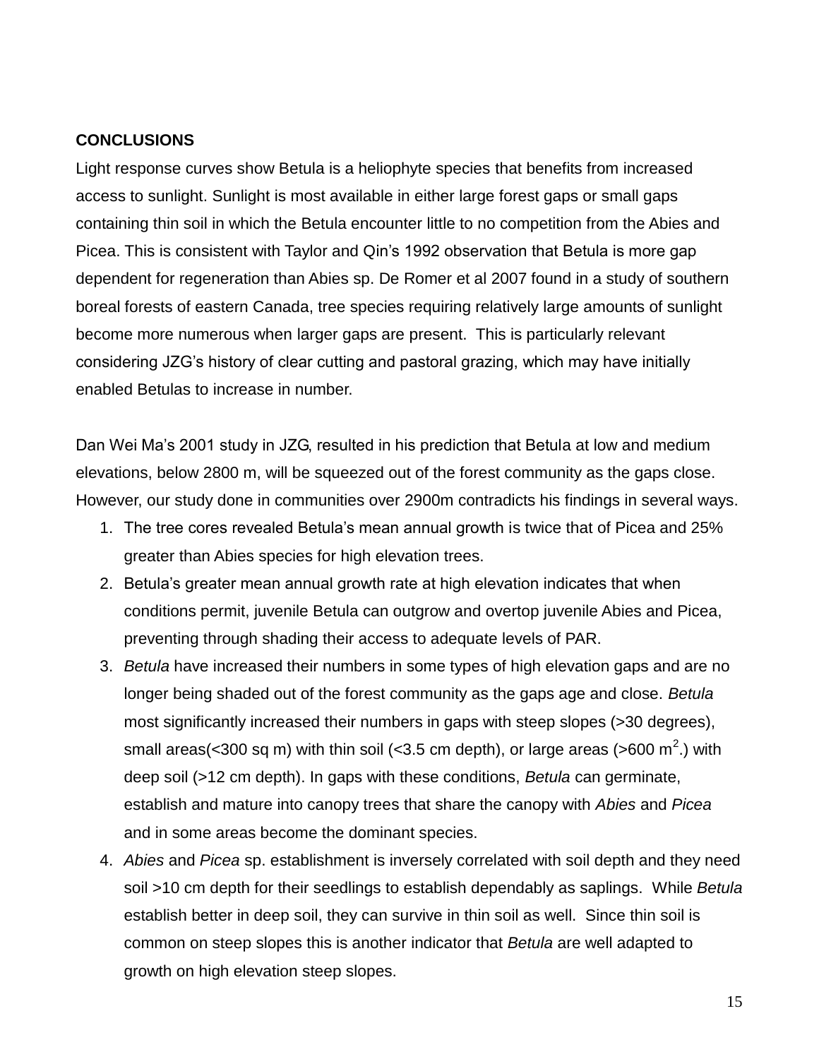**CONCLUSIONS**

Light response curves show Betula is a heliophyte species that benefits from increased access to sunlight. Sunlight is most available in either large forest gaps or small gaps containing thin soil in which the Betula encounter little to no competition from the Abies and Picea. This is consistent with Taylor and Qin's 1992 observation that Betula is more gap dependent for regeneration than Abies sp. De Romer et al 2007 found in a study of southern boreal forests of eastern Canada, tree species requiring relatively large amounts of sunlight become more numerous when larger gaps are present. This is particularly relevant considering JZG's history of clear cutting and pastoral grazing, which may have initially enabled Betulas to increase in number.

Dan Wei Ma's 2001 study in JZG, resulted in his prediction that Betula at low and medium elevations, below 2800 m, will be squeezed out of the forest community as the gaps close. However, our study done in communities over 2900m contradicts his findings in several ways.

1. The tree cores revealed Betula's mean annual growth is twice that of Picea and 25% greater than Abies species for high elevation trees.
2. Betula's greater mean annual growth rate at high elevation indicates that when conditions permit, juvenile Betula can outgrow and overtop juvenile Abies and Picea, preventing through shading their access to adequate levels of PAR.
3. *Betula* have increased their numbers in some types of high elevation gaps and are no longer being shaded out of the forest community as the gaps age and close. *Betula* most significantly increased their numbers in gaps with steep slopes (>30 degrees), small areas(<300 sq m) with thin soil (<3.5 cm depth), or large areas (>600 $m^2$.) with deep soil (>12 cm depth). In gaps with these conditions, *Betula* can germinate, establish and mature into canopy trees that share the canopy with *Abies* and *Picea* and in some areas become the dominant species.
4. *Abies* and *Picea* sp. establishment is inversely correlated with soil depth and they need soil >10 cm depth for their seedlings to establish dependably as saplings. While *Betula* establish better in deep soil, they can survive in thin soil as well. Since thin soil is common on steep slopes this is another indicator that *Betula* are well adapted to growth on high elevation steep slopes.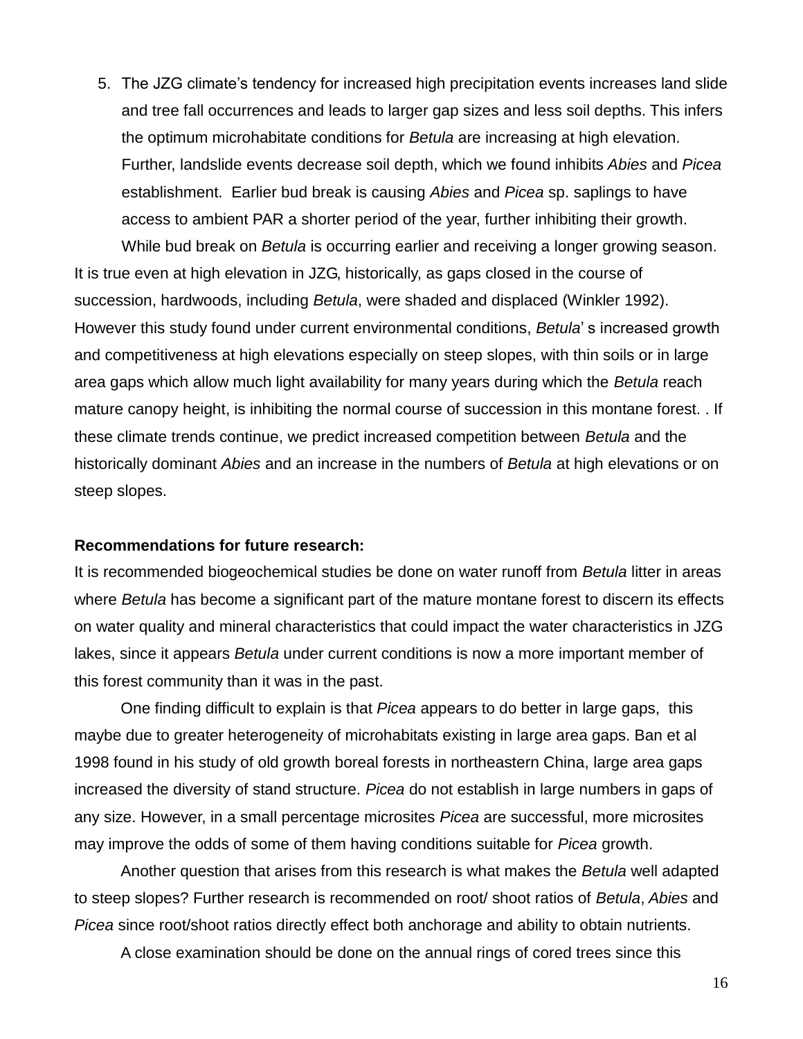5. The JZG climate's tendency for increased high precipitation events increases land slide and tree fall occurrences and leads to larger gap sizes and less soil depths. This infers the optimum microhabitate conditions for *Betula* are increasing at high elevation. Further, landslide events decrease soil depth, which we found inhibits *Abies* and *Picea* establishment. Earlier bud break is causing *Abies* and *Picea* sp. saplings to have access to ambient PAR a shorter period of the year, further inhibiting their growth. While bud break on *Betula* is occurring earlier and receiving a longer growing season.

It is true even at high elevation in JZG, historically, as gaps closed in the course of succession, hardwoods, including *Betula*, were shaded and displaced (Winkler 1992). However this study found under current environmental conditions, *Betula*' s increased growth and competitiveness at high elevations especially on steep slopes, with thin soils or in large area gaps which allow much light availability for many years during which the *Betula* reach mature canopy height, is inhibiting the normal course of succession in this montane forest. . If these climate trends continue, we predict increased competition between *Betula* and the historically dominant *Abies* and an increase in the numbers of *Betula* at high elevations or on steep slopes.

**Recommendations for future research:**

It is recommended biogeochemical studies be done on water runoff from *Betula* litter in areas where *Betula* has become a significant part of the mature montane forest to discern its effects on water quality and mineral characteristics that could impact the water characteristics in JZG lakes, since it appears *Betula* under current conditions is now a more important member of this forest community than it was in the past.

One finding difficult to explain is that *Picea* appears to do better in large gaps, this maybe due to greater heterogeneity of microhabitats existing in large area gaps. Ban et al 1998 found in his study of old growth boreal forests in northeastern China, large area gaps increased the diversity of stand structure. *Picea* do not establish in large numbers in gaps of any size. However, in a small percentage microsites *Picea* are successful, more microsites may improve the odds of some of them having conditions suitable for *Picea* growth.

Another question that arises from this research is what makes the *Betula* well adapted to steep slopes? Further research is recommended on root/ shoot ratios of *Betula*, *Abies* and *Picea* since root/shoot ratios directly effect both anchorage and ability to obtain nutrients.

A close examination should be done on the annual rings of cored trees since this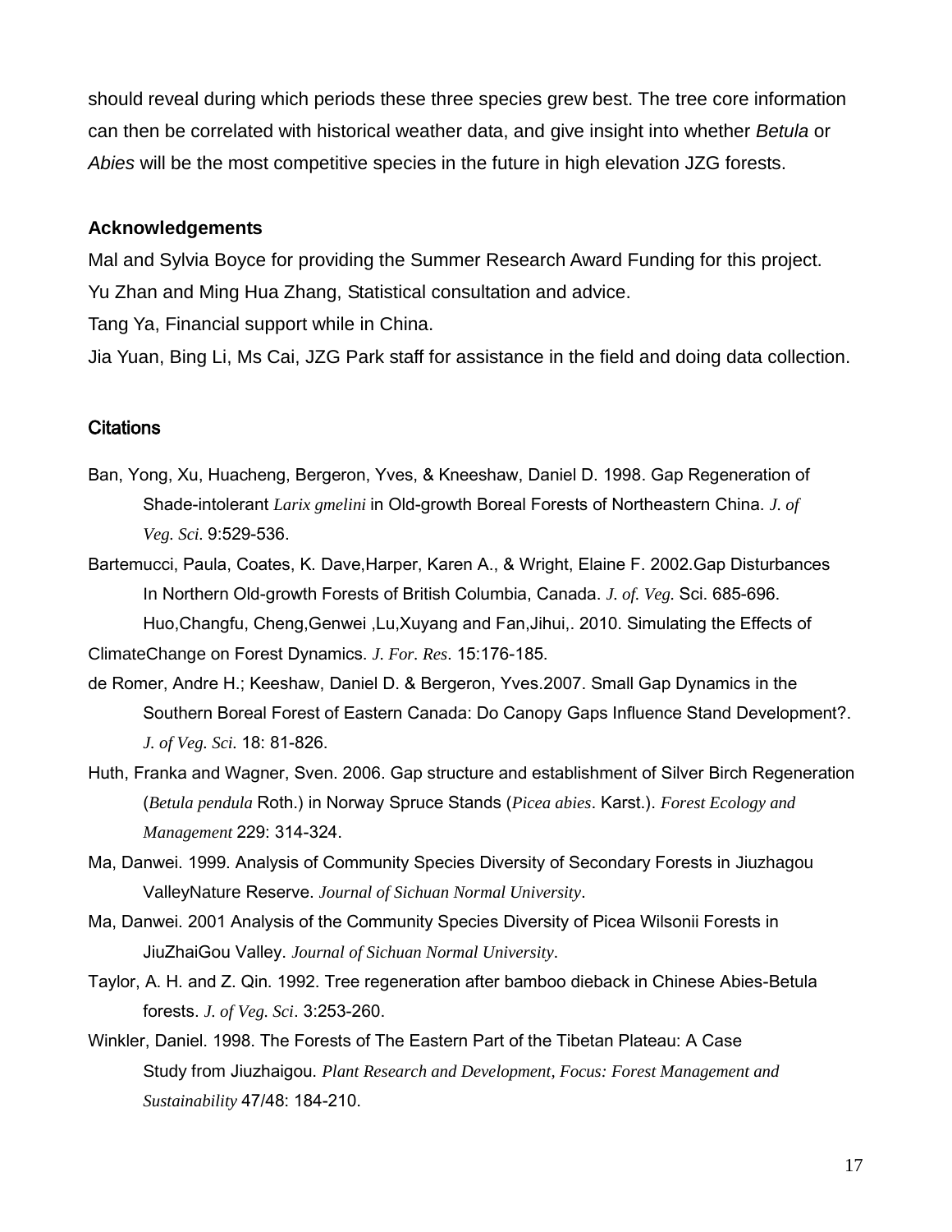should reveal during which periods these three species grew best. The tree core information can then be correlated with historical weather data, and give insight into whether *Betula* or *Abies* will be the most competitive species in the future in high elevation JZG forests.

### Acknowledgements

Mal and Sylvia Boyce for providing the Summer Research Award Funding for this project.
Yu Zhan and Ming Hua Zhang, Statistical consultation and advice.
Tang Ya, Financial support while in China.
Jia Yuan, Bing Li, Ms Cai, JZG Park staff for assistance in the field and doing data collection.

### Citations

Ban, Yong, Xu, Huacheng, Bergeron, Yves, & Kneeshaw, Daniel D. 1998. Gap Regeneration of Shade-intolerant *Larix gmelini* in Old-growth Boreal Forests of Northeastern China. *J. of Veg. Sci*. 9:529-536.

Bartemucci, Paula, Coates, K. Dave,Harper, Karen A., & Wright, Elaine F. 2002.Gap Disturbances In Northern Old-growth Forests of British Columbia, Canada. *J. of. Veg*. Sci. 685-696.
Huo,Changfu, Cheng,Genwei ,Lu,Xuyang and Fan,Jihui,. 2010. Simulating the Effects of ClimateChange on Forest Dynamics. *J. For. Res*. 15:176-185.

de Romer, Andre H.; Keeshaw, Daniel D. & Bergeron, Yves.2007. Small Gap Dynamics in the Southern Boreal Forest of Eastern Canada: Do Canopy Gaps Influence Stand Development?. *J. of Veg. Sci.* 18: 81-826.

Huth, Franka and Wagner, Sven. 2006. Gap structure and establishment of Silver Birch Regeneration (*Betula pendula* Roth.) in Norway Spruce Stands (*Picea abies*. Karst.). *Forest Ecology and Management* 229: 314-324.

Ma, Danwei. 1999. Analysis of Community Species Diversity of Secondary Forests in Jiuzhagou ValleyNature Reserve. *Journal of Sichuan Normal University*.

Ma, Danwei. 2001 Analysis of the Community Species Diversity of Picea Wilsonii Forests in JiuZhaiGou Valley. *Journal of Sichuan Normal University*.

Taylor, A. H. and Z. Qin. 1992. Tree regeneration after bamboo dieback in Chinese Abies-Betula forests. *J. of Veg. Sci*. 3:253-260.

Winkler, Daniel. 1998. The Forests of The Eastern Part of the Tibetan Plateau: A Case Study from Jiuzhaigou. *Plant Research and Development, Focus: Forest Management and Sustainability* 47/48: 184-210.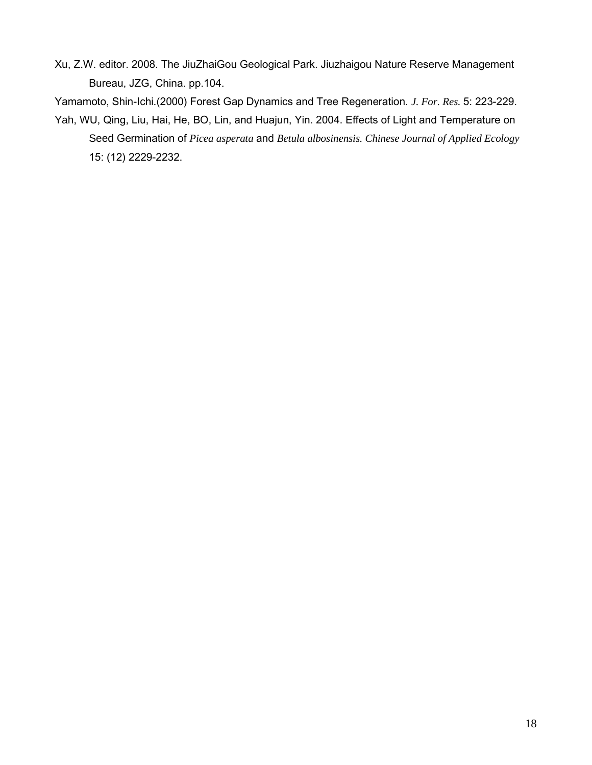Xu, Z.W. editor. 2008. The JiuZhaiGou Geological Park. Jiuzhaigou Nature Reserve Management Bureau, JZG, China. pp.104.

Yamamoto, Shin-Ichi.(2000) Forest Gap Dynamics and Tree Regeneration. *J. For. Res.* 5: 223-229.

Yah, WU, Qing, Liu, Hai, He, BO, Lin, and Huajun, Yin. 2004. Effects of Light and Temperature on Seed Germination of *Picea asperata* and *Betula albosinensis. Chinese Journal of Applied Ecology* 15: (12) 2229-2232.